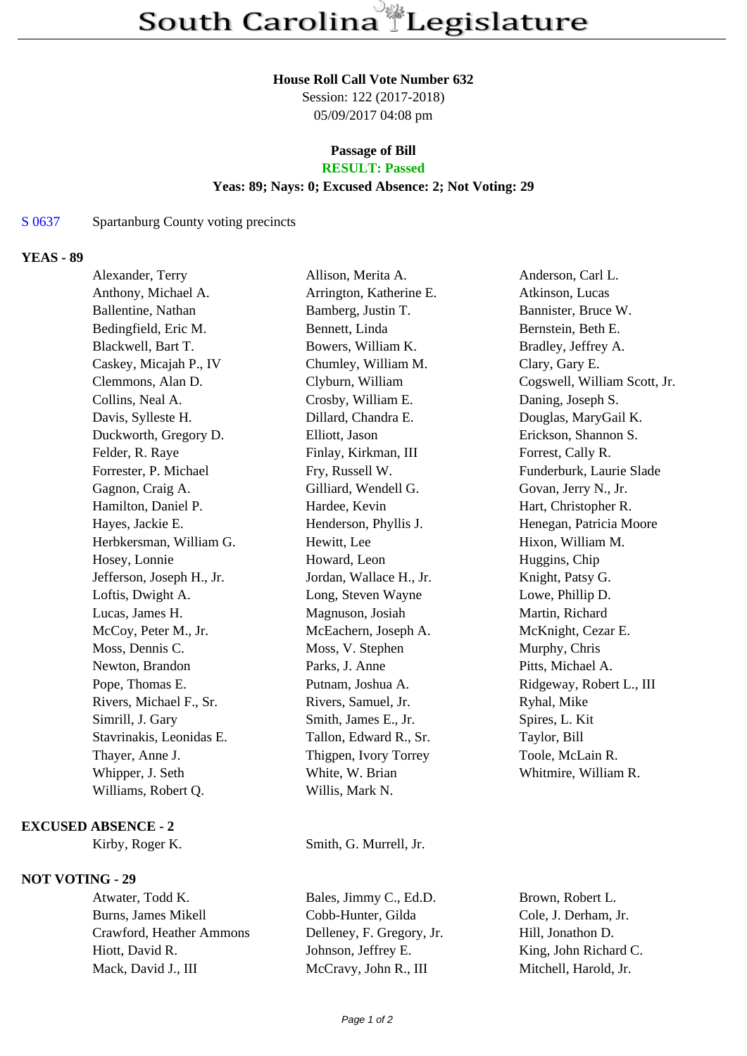# South Carolina Legislature

**House Roll Call Vote Number 632**
Session: 122 (2017-2018)
05/09/2017 04:08 pm

**Passage of Bill**
**RESULT: Passed**
**Yeas: 89; Nays: 0; Excused Absence: 2; Not Voting: 29**

S 0637 Spartanburg County voting precincts

## YEAS - 89

| | | |
|---|---|---|
| Alexander, Terry | Allison, Merita A. | Anderson, Carl L. |
| Anthony, Michael A. | Arrington, Katherine E. | Atkinson, Lucas |
| Ballentine, Nathan | Bamberg, Justin T. | Bannister, Bruce W. |
| Bedingfield, Eric M. | Bennett, Linda | Bernstein, Beth E. |
| Blackwell, Bart T. | Bowers, William K. | Bradley, Jeffrey A. |
| Caskey, Micajah P., IV | Chumley, William M. | Clary, Gary E. |
| Clemmons, Alan D. | Clyburn, William | Cogswell, William Scott, Jr. |
| Collins, Neal A. | Crosby, William E. | Daning, Joseph S. |
| Davis, Sylleste H. | Dillard, Chandra E. | Douglas, MaryGail K. |
| Duckworth, Gregory D. | Elliott, Jason | Erickson, Shannon S. |
| Felder, R. Raye | Finlay, Kirkman, III | Forrest, Cally R. |
| Forrester, P. Michael | Fry, Russell W. | Funderburk, Laurie Slade |
| Gagnon, Craig A. | Gilliard, Wendell G. | Govan, Jerry N., Jr. |
| Hamilton, Daniel P. | Hardee, Kevin | Hart, Christopher R. |
| Hayes, Jackie E. | Henderson, Phyllis J. | Henegan, Patricia Moore |
| Herbkersman, William G. | Hewitt, Lee | Hixon, William M. |
| Hosey, Lonnie | Howard, Leon | Huggins, Chip |
| Jefferson, Joseph H., Jr. | Jordan, Wallace H., Jr. | Knight, Patsy G. |
| Loftis, Dwight A. | Long, Steven Wayne | Lowe, Phillip D. |
| Lucas, James H. | Magnuson, Josiah | Martin, Richard |
| McCoy, Peter M., Jr. | McEachern, Joseph A. | McKnight, Cezar E. |
| Moss, Dennis C. | Moss, V. Stephen | Murphy, Chris |
| Newton, Brandon | Parks, J. Anne | Pitts, Michael A. |
| Pope, Thomas E. | Putnam, Joshua A. | Ridgeway, Robert L., III |
| Rivers, Michael F., Sr. | Rivers, Samuel, Jr. | Ryhal, Mike |
| Simrill, J. Gary | Smith, James E., Jr. | Spires, L. Kit |
| Stavrinakis, Leonidas E. | Tallon, Edward R., Sr. | Taylor, Bill |
| Thayer, Anne J. | Thigpen, Ivory Torrey | Toole, McLain R. |
| Whipper, J. Seth | White, W. Brian | Whitmire, William R. |
| Williams, Robert Q. | Willis, Mark N. | |

## EXCUSED ABSENCE - 2

| | |
|---|---|
| Kirby, Roger K. | Smith, G. Murrell, Jr. |

## NOT VOTING - 29

| | | |
|---|---|---|
| Atwater, Todd K. | Bales, Jimmy C., Ed.D. | Brown, Robert L. |
| Burns, James Mikell | Cobb-Hunter, Gilda | Cole, J. Derham, Jr. |
| Crawford, Heather Ammons | Delleney, F. Gregory, Jr. | Hill, Jonathon D. |
| Hiott, David R. | Johnson, Jeffrey E. | King, John Richard C. |
| Mack, David J., III | McCravy, John R., III | Mitchell, Harold, Jr. |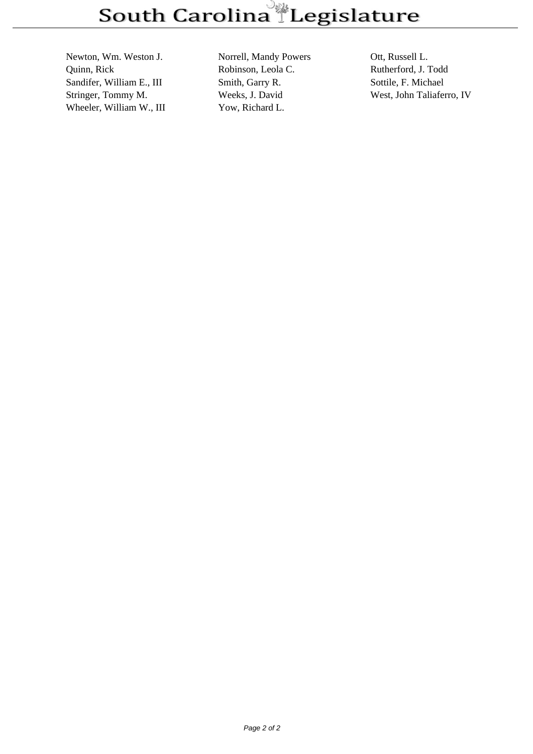| | | |
|---|---|---|
| Newton, Wm. Weston J. | Norrell, Mandy Powers | Ott, Russell L. |
| Quinn, Rick | Robinson, Leola C. | Rutherford, J. Todd |
| Sandifer, William E., III | Smith, Garry R. | Sottile, F. Michael |
| Stringer, Tommy M. | Weeks, J. David | West, John Taliaferro, IV |
| Wheeler, William W., III | Yow, Richard L. | |